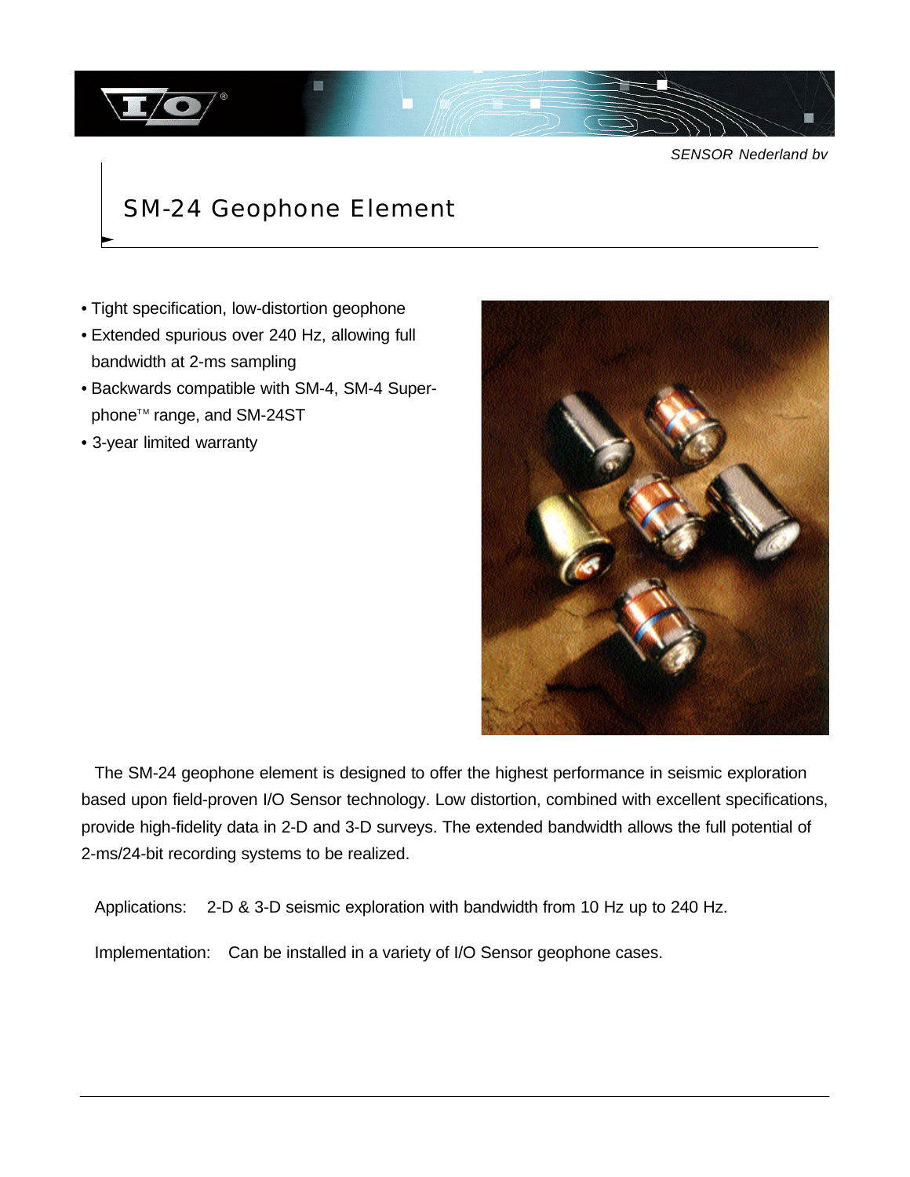SENSOR Nederland bv

# SM-24 Geophone Element

- Tight specification, low-distortion geophone
- Extended spurious over 240 Hz, allowing full bandwidth at 2-ms sampling
- Backwards compatible with SM-4, SM-4 Super-phone™ range, and SM-24ST
- 3-year limited warranty

The SM-24 geophone element is designed to offer the highest performance in seismic exploration based upon field-proven I/O Sensor technology. Low distortion, combined with excellent specifications, provide high-fidelity data in 2-D and 3-D surveys. The extended bandwidth allows the full potential of 2-ms/24-bit recording systems to be realized.

Applications: 2-D & 3-D seismic exploration with bandwidth from 10 Hz up to 240 Hz.

Implementation: Can be installed in a variety of I/O Sensor geophone cases.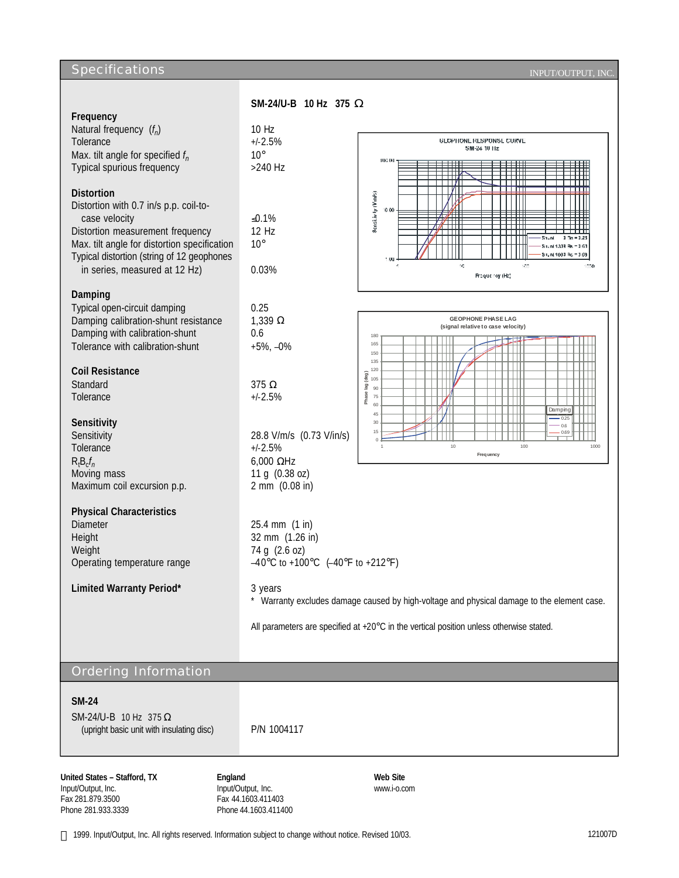## Specifications

INPUT/OUTPUT, INC.

**SM-24/U-B 10 Hz 375 Ω**

| | |
|---|---|
| **Frequency** | |
| Natural frequency ($f_n$) | 10 Hz |
| Tolerance | +/-2.5% |
| Max. tilt angle for specified $f_n$ | 10° |
| Typical spurious frequency | >240 Hz |
| **Distortion** | |
| Distortion with 0.7 in/s p.p. coil-to-case velocity | ≤0.1% |
| Distortion measurement frequency | 12 Hz |
| Max. tilt angle for distortion specification | 10° |
| Typical distortion (string of 12 geophones in series, measured at 12 Hz) | 0.03% |
| **Damping** | |
| Typical open-circuit damping | 0.25 |
| Damping calibration-shunt resistance | 1,339 Ω |
| Damping with calibration-shunt | 0.6 |
| Tolerance with calibration-shunt | +5%, –0% |
| **Coil Resistance** | |
| Standard | 375 Ω |
| Tolerance | +/-2.5% |
| **Sensitivity** | |
| Sensitivity | 28.8 V/m/s (0.73 V/in/s) |
| Tolerance | +/-2.5% |
| $R_tB_cf_n$ | 6,000 ΩHz |
| Moving mass | 11 g (0.38 oz) |
| Maximum coil excursion p.p. | 2 mm (0.08 in) |
| **Physical Characteristics** | |
| Diameter | 25.4 mm (1 in) |
| Height | 32 mm (1.26 in) |
| Weight | 74 g (2.6 oz) |
| Operating temperature range | –40°C to +100°C (–40°F to +212°F) |
| **Limited Warranty Period*** | 3 years |

GEOPHONE RESPONSE CURVE
SM-24 10 Hz
Sensitivity (V/in/s)
10.00
1.00
0.10
1
10
100
1000
Frequency (Hz)
Shunt ∞ Bo = 0.25
Shunt 1339 Bo = 0.61
Shunt 1003 Bo = 0.69

GEOPHONE PHASE LAG
(signal relative to case velocity)
Phase lag (deg)
180
165
150
135
120
105
90
75
60
45
30
15
0
1
10
100
1000
Frequency
Damping
0.25
0.6
0.69

\* Warranty excludes damage caused by high-voltage and physical damage to the element case.

All parameters are specified at +20°C in the vertical position unless otherwise stated.

## Ordering Information

**SM-24**

SM-24/U-B 10 Hz 375 Ω (upright basic unit with insulating disc) — P/N 1004117

**United States – Stafford, TX**
Input/Output, Inc.
Fax 281.879.3500
Phone 281.933.3339

**England**
Input/Output, Inc.
Fax 44.1603.411403
Phone 44.1603.411400

**Web Site**
www.i-o.com

© 1999. Input/Output, Inc. All rights reserved. Information subject to change without notice. Revised 10/03.

121007D